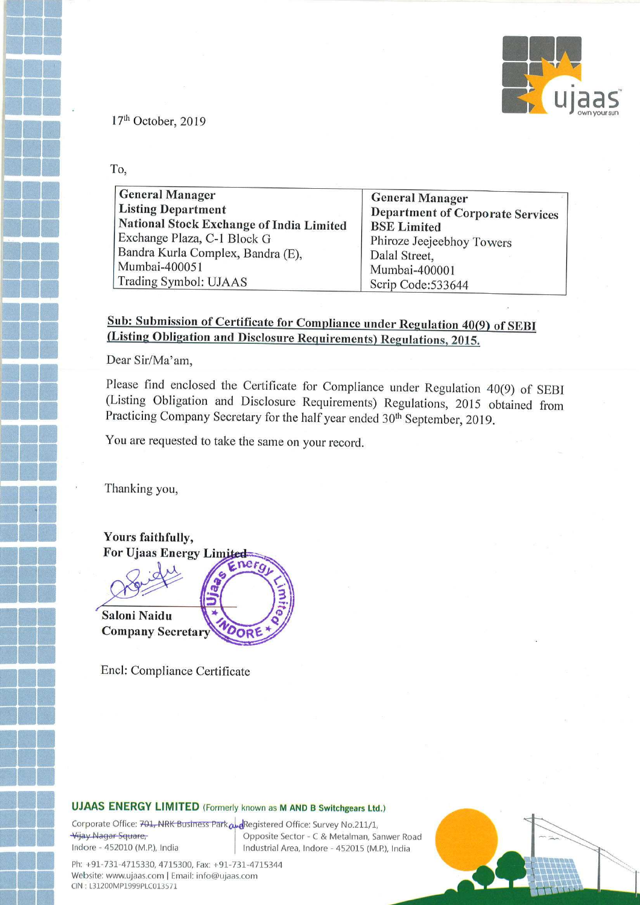17th October, 2019

To,

| General Manager<br>Listing Department<br>National Stock Exchange of India Limited<br>Exchange Plaza, C-1 Block G<br>Bandra Kurla Complex, Bandra (E),<br>Mumbai-400051<br>Trading Symbol: UJAAS | General Manager<br>Department of Corporate Services<br>BSE Limited<br>Phiroze Jeejeebhoy Towers<br>Dalal Street,<br>Mumbai-400001<br>Scrip Code:533644 |
|---|---|

**Sub: Submission of Certificate for Compliance under Regulation 40(9) of SEBI (Listing Obligation and Disclosure Requirements) Regulations, 2015.**

Dear Sir/Ma'am,

Please find enclosed the Certificate for Compliance under Regulation 40(9) of SEBI (Listing Obligation and Disclosure Requirements) Regulations, 2015 obtained from Practicing Company Secretary for the half year ended 30th September, 2019.

You are requested to take the same on your record.

Thanking you,

**Yours faithfully,**
**For Ujaas Energy Limited**

**Saloni Naidu**
**Company Secretary**

Encl: Compliance Certificate

**UJAAS ENERGY LIMITED** (Formerly known as **M AND B Switchgears Ltd.**)

Corporate Office: ~~701, NRK Business Park, Vijay Nagar Square,~~ Indore - 452010 (M.P.), India and Registered Office: Survey No.211/1, Opposite Sector - C & Metalman, Sanwer Road Industrial Area, Indore - 452015 (M.P.), India

Ph: +91-731-4715330, 4715300, Fax: +91-731-4715344
Website: www.ujaas.com | Email: info@ujaas.com
CIN : L31200MP1999PLC013571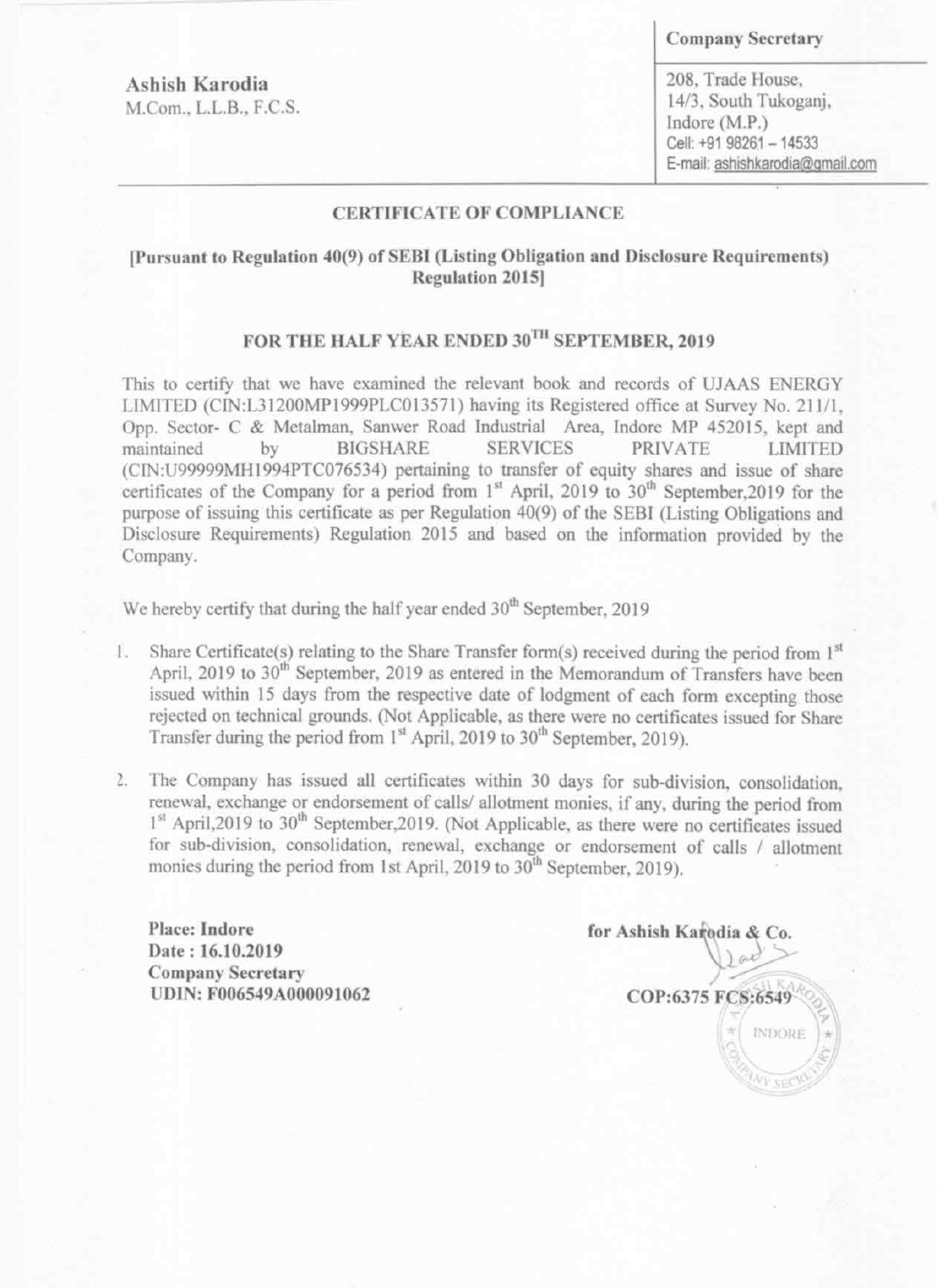**Ashish Karodia**
M.Com., L.L.B., F.C.S.

**Company Secretary**

208, Trade House,
14/3, South Tukoganj,
Indore (M.P.)
Cell: +91 98261 – 14533
E-mail: ashishkarodia@gmail.com

---

## CERTIFICATE OF COMPLIANCE

**[Pursuant to Regulation 40(9) of SEBI (Listing Obligation and Disclosure Requirements) Regulation 2015]**

## FOR THE HALF YEAR ENDED 30TH SEPTEMBER, 2019

This to certify that we have examined the relevant book and records of UJAAS ENERGY LIMITED (CIN:L31200MP1999PLC013571) having its Registered office at Survey No. 211/1, Opp. Sector- C & Metalman, Sanwer Road Industrial Area, Indore MP 452015, kept and maintained by BIGSHARE SERVICES PRIVATE LIMITED (CIN:U99999MH1994PTC076534) pertaining to transfer of equity shares and issue of share certificates of the Company for a period from 1st April, 2019 to 30th September,2019 for the purpose of issuing this certificate as per Regulation 40(9) of the SEBI (Listing Obligations and Disclosure Requirements) Regulation 2015 and based on the information provided by the Company.

We hereby certify that during the half year ended 30th September, 2019

1. Share Certificate(s) relating to the Share Transfer form(s) received during the period from 1st April, 2019 to 30th September, 2019 as entered in the Memorandum of Transfers have been issued within 15 days from the respective date of lodgment of each form excepting those rejected on technical grounds. (Not Applicable, as there were no certificates issued for Share Transfer during the period from 1st April, 2019 to 30th September, 2019).

2. The Company has issued all certificates within 30 days for sub-division, consolidation, renewal, exchange or endorsement of calls/ allotment monies, if any, during the period from 1st April,2019 to 30th September,2019. (Not Applicable, as there were no certificates issued for sub-division, consolidation, renewal, exchange or endorsement of calls / allotment monies during the period from 1st April, 2019 to 30th September, 2019).

**Place: Indore**
**Date : 16.10.2019**
**Company Secretary**
**UDIN: F006549A000091062**

**for Ashish Karodia & Co.**

**COP:6375 FCS:6549**